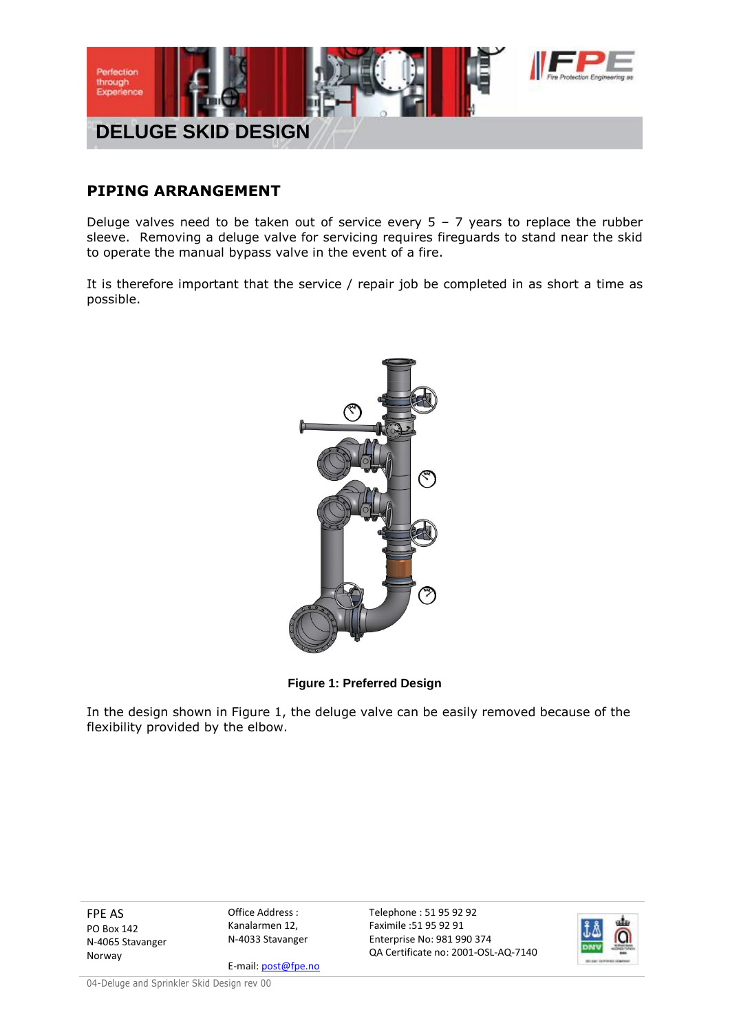# DELUGE SKID DESIGN

## PIPING ARRANGEMENT

Deluge valves need to be taken out of service every 5 – 7 years to replace the rubber sleeve. Removing a deluge valve for servicing requires fireguards to stand near the skid to operate the manual bypass valve in the event of a fire.

It is therefore important that the service / repair job be completed in as short a time as possible.

**Figure 1: Preferred Design**

In the design shown in Figure 1, the deluge valve can be easily removed because of the flexibility provided by the elbow.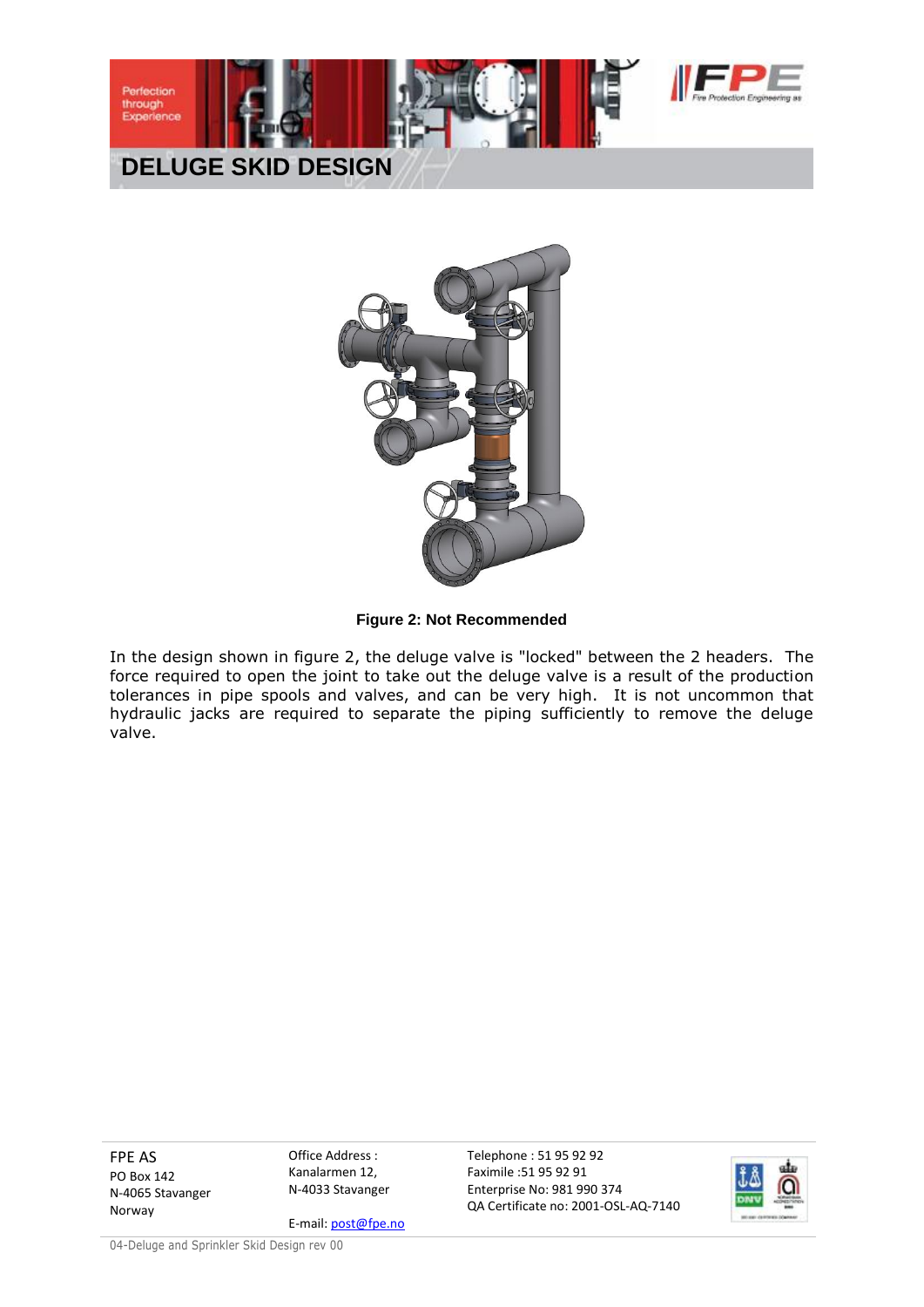# DELUGE SKID DESIGN

**Figure 2: Not Recommended**

In the design shown in figure 2, the deluge valve is "locked" between the 2 headers. The force required to open the joint to take out the deluge valve is a result of the production tolerances in pipe spools and valves, and can be very high. It is not uncommon that hydraulic jacks are required to separate the piping sufficiently to remove the deluge valve.